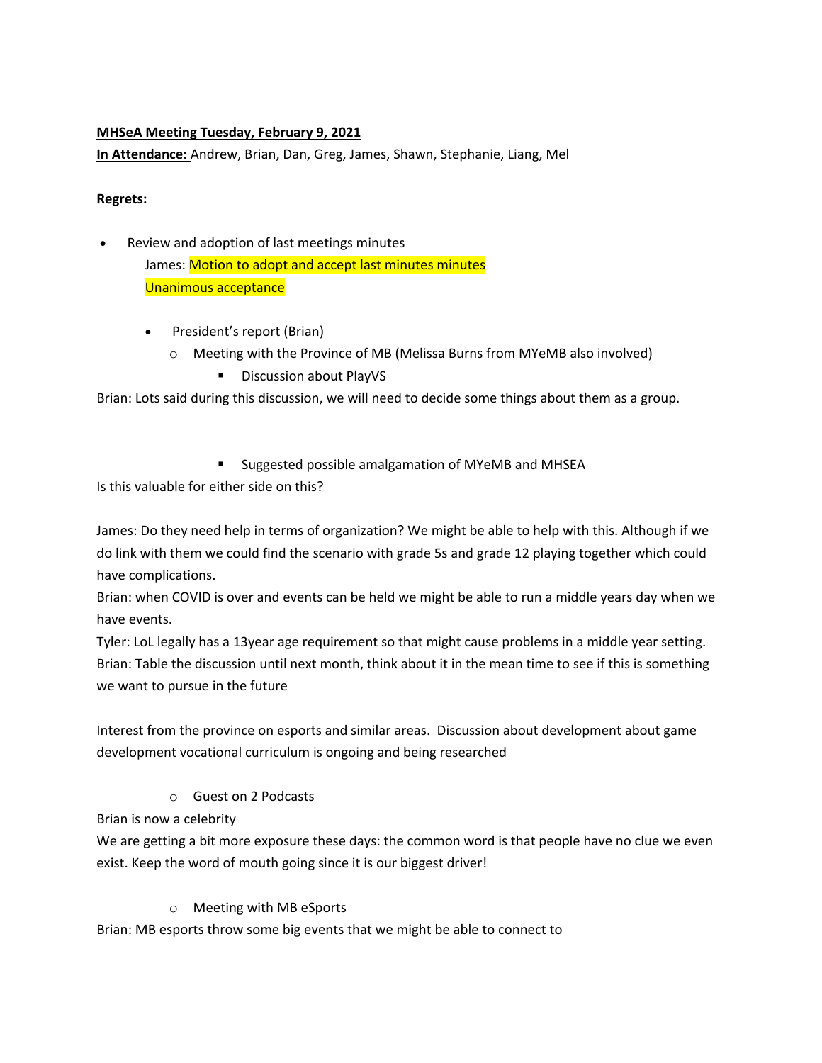**MHSeA Meeting Tuesday, February 9, 2021**

**In Attendance:** Andrew, Brian, Dan, Greg, James, Shawn, Stephanie, Liang, Mel

**Regrets:**

- Review and adoption of last meetings minutes

  James: Motion to adopt and accept last minutes minutes

  Unanimous acceptance

  - President's report (Brian)
    - Meeting with the Province of MB (Melissa Burns from MYeMB also involved)
      - Discussion about PlayVS

Brian: Lots said during this discussion, we will need to decide some things about them as a group.

- Suggested possible amalgamation of MYeMB and MHSEA

Is this valuable for either side on this?

James: Do they need help in terms of organization? We might be able to help with this. Although if we do link with them we could find the scenario with grade 5s and grade 12 playing together which could have complications.

Brian: when COVID is over and events can be held we might be able to run a middle years day when we have events.

Tyler: LoL legally has a 13year age requirement so that might cause problems in a middle year setting.

Brian: Table the discussion until next month, think about it in the mean time to see if this is something we want to pursue in the future

Interest from the province on esports and similar areas. Discussion about development about game development vocational curriculum is ongoing and being researched

- Guest on 2 Podcasts

Brian is now a celebrity

We are getting a bit more exposure these days: the common word is that people have no clue we even exist. Keep the word of mouth going since it is our biggest driver!

- Meeting with MB eSports

Brian: MB esports throw some big events that we might be able to connect to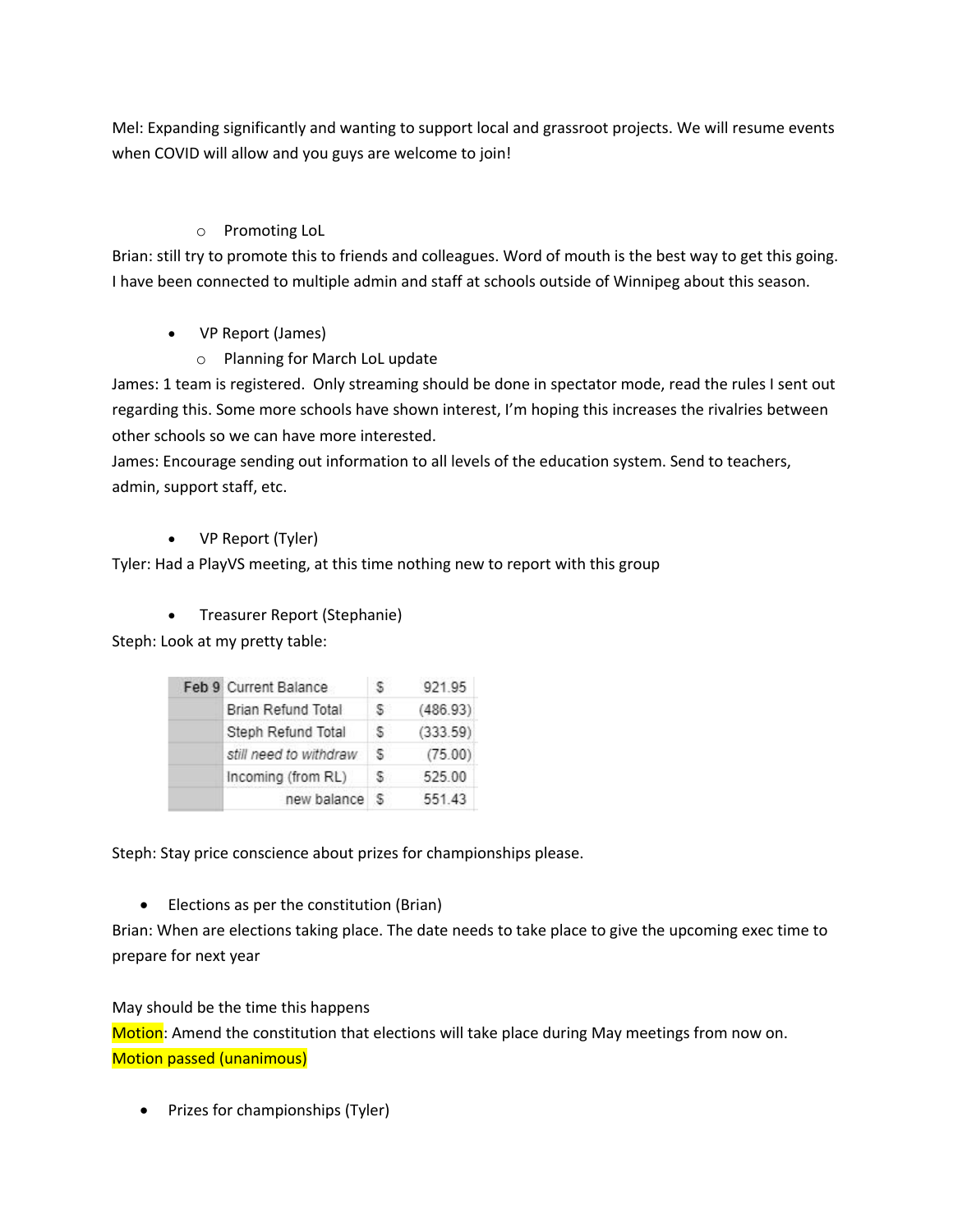Mel: Expanding significantly and wanting to support local and grassroot projects. We will resume events when COVID will allow and you guys are welcome to join!

- Promoting LoL

Brian: still try to promote this to friends and colleagues. Word of mouth is the best way to get this going. I have been connected to multiple admin and staff at schools outside of Winnipeg about this season.

- VP Report (James)
  - Planning for March LoL update

James: 1 team is registered. Only streaming should be done in spectator mode, read the rules I sent out regarding this. Some more schools have shown interest, I'm hoping this increases the rivalries between other schools so we can have more interested.

James: Encourage sending out information to all levels of the education system. Send to teachers, admin, support staff, etc.

- VP Report (Tyler)

Tyler: Had a PlayVS meeting, at this time nothing new to report with this group

- Treasurer Report (Stephanie)

Steph: Look at my pretty table:

| | | | |
|---|---|---|---|
| Feb 9 | Current Balance | $ | 921.95 |
| | Brian Refund Total | $ | (486.93) |
| | Steph Refund Total | $ | (333.59) |
| | *still need to withdraw* | $ | (75.00) |
| | Incoming (from RL) | $ | 525.00 |
| | new balance | $ | 551.43 |

Steph: Stay price conscience about prizes for championships please.

- Elections as per the constitution (Brian)

Brian: When are elections taking place. The date needs to take place to give the upcoming exec time to prepare for next year

May should be the time this happens

Motion: Amend the constitution that elections will take place during May meetings from now on.

Motion passed (unanimous)

- Prizes for championships (Tyler)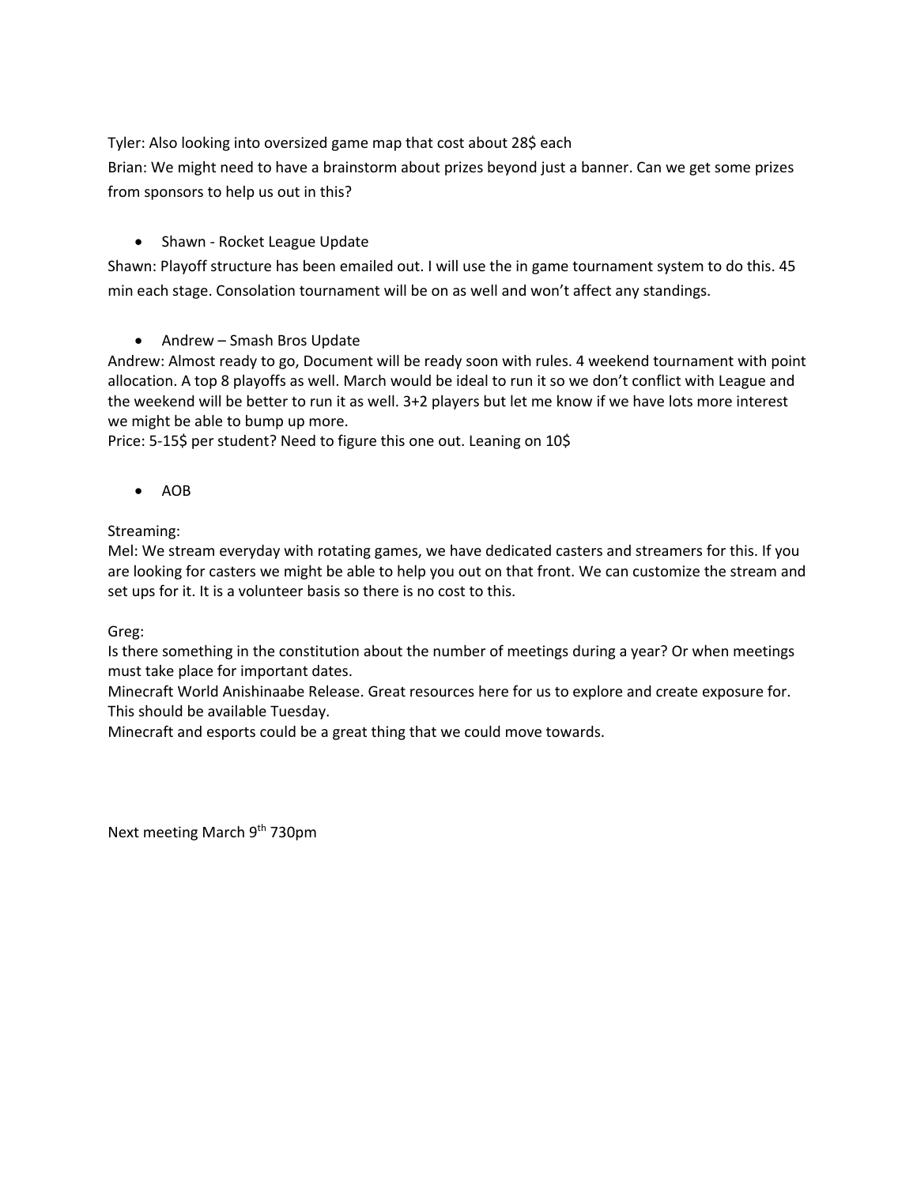Tyler: Also looking into oversized game map that cost about 28$ each
Brian: We might need to have a brainstorm about prizes beyond just a banner. Can we get some prizes from sponsors to help us out in this?

- Shawn - Rocket League Update

Shawn: Playoff structure has been emailed out. I will use the in game tournament system to do this. 45 min each stage. Consolation tournament will be on as well and won't affect any standings.

- Andrew – Smash Bros Update

Andrew: Almost ready to go, Document will be ready soon with rules. 4 weekend tournament with point allocation. A top 8 playoffs as well. March would be ideal to run it so we don't conflict with League and the weekend will be better to run it as well. 3+2 players but let me know if we have lots more interest we might be able to bump up more.
Price: 5-15$ per student? Need to figure this one out. Leaning on 10$

- AOB

Streaming:
Mel: We stream everyday with rotating games, we have dedicated casters and streamers for this. If you are looking for casters we might be able to help you out on that front. We can customize the stream and set ups for it. It is a volunteer basis so there is no cost to this.

Greg:
Is there something in the constitution about the number of meetings during a year? Or when meetings must take place for important dates.
Minecraft World Anishinaabe Release. Great resources here for us to explore and create exposure for. This should be available Tuesday.
Minecraft and esports could be a great thing that we could move towards.

Next meeting March 9th 730pm